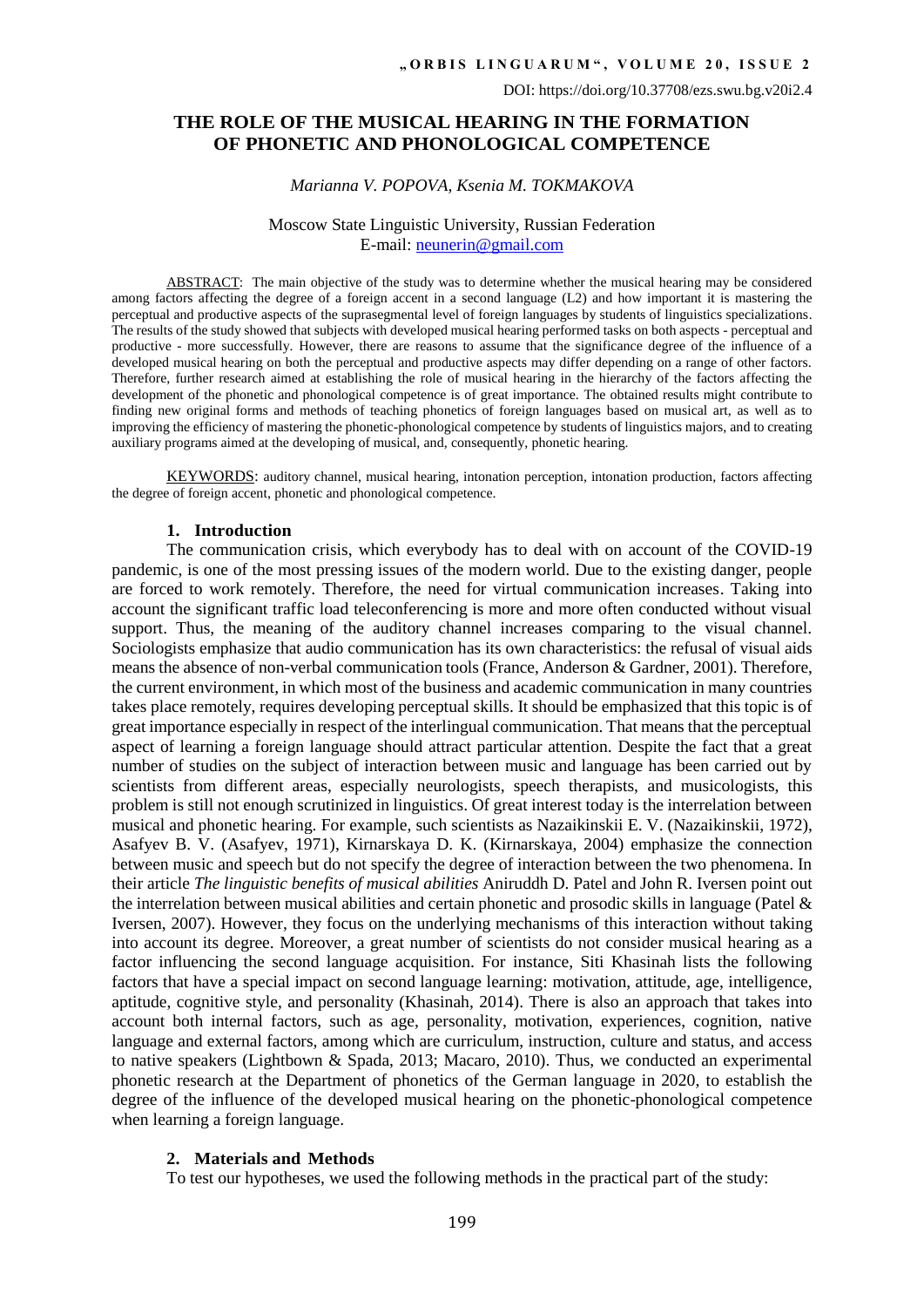DOI: https://doi.org/10.37708/ezs.swu.bg.v20i2.4

# THE ROLE OF THE MUSICAL HEARING IN THE FORMATION OF PHONETIC AND PHONOLOGICAL COMPETENCE

*Marianna V. POPOVA, Ksenia M. TOKMAKOVA*

Moscow State Linguistic University, Russian Federation
E-mail: neunerin@gmail.com

ABSTRACT: The main objective of the study was to determine whether the musical hearing may be considered among factors affecting the degree of a foreign accent in a second language (L2) and how important it is mastering the perceptual and productive aspects of the suprasegmental level of foreign languages by students of linguistics specializations. The results of the study showed that subjects with developed musical hearing performed tasks on both aspects - perceptual and productive - more successfully. However, there are reasons to assume that the significance degree of the influence of a developed musical hearing on both the perceptual and productive aspects may differ depending on a range of other factors. Therefore, further research aimed at establishing the role of musical hearing in the hierarchy of the factors affecting the development of the phonetic and phonological competence is of great importance. The obtained results might contribute to finding new original forms and methods of teaching phonetics of foreign languages based on musical art, as well as to improving the efficiency of mastering the phonetic-phonological competence by students of linguistics majors, and to creating auxiliary programs aimed at the developing of musical, and, consequently, phonetic hearing.

KEYWORDS: auditory channel, musical hearing, intonation perception, intonation production, factors affecting the degree of foreign accent, phonetic and phonological competence.

## 1. Introduction

The communication crisis, which everybody has to deal with on account of the COVID-19 pandemic, is one of the most pressing issues of the modern world. Due to the existing danger, people are forced to work remotely. Therefore, the need for virtual communication increases. Taking into account the significant traffic load teleconferencing is more and more often conducted without visual support. Thus, the meaning of the auditory channel increases comparing to the visual channel. Sociologists emphasize that audio communication has its own characteristics: the refusal of visual aids means the absence of non-verbal communication tools (France, Anderson & Gardner, 2001). Therefore, the current environment, in which most of the business and academic communication in many countries takes place remotely, requires developing perceptual skills. It should be emphasized that this topic is of great importance especially in respect of the interlingual communication. That means that the perceptual aspect of learning a foreign language should attract particular attention. Despite the fact that a great number of studies on the subject of interaction between music and language has been carried out by scientists from different areas, especially neurologists, speech therapists, and musicologists, this problem is still not enough scrutinized in linguistics. Of great interest today is the interrelation between musical and phonetic hearing. For example, such scientists as Nazaikinskii E. V. (Nazaikinskii, 1972), Asafyev B. V. (Asafyev, 1971), Kirnarskaya D. K. (Kirnarskaya, 2004) emphasize the connection between music and speech but do not specify the degree of interaction between the two phenomena. In their article *The linguistic benefits of musical abilities* Aniruddh D. Patel and John R. Iversen point out the interrelation between musical abilities and certain phonetic and prosodic skills in language (Patel & Iversen, 2007). However, they focus on the underlying mechanisms of this interaction without taking into account its degree. Moreover, a great number of scientists do not consider musical hearing as a factor influencing the second language acquisition. For instance, Siti Khasinah lists the following factors that have a special impact on second language learning: motivation, attitude, age, intelligence, aptitude, cognitive style, and personality (Khasinah, 2014). There is also an approach that takes into account both internal factors, such as age, personality, motivation, experiences, cognition, native language and external factors, among which are curriculum, instruction, culture and status, and access to native speakers (Lightbown & Spada, 2013; Macaro, 2010). Thus, we conducted an experimental phonetic research at the Department of phonetics of the German language in 2020, to establish the degree of the influence of the developed musical hearing on the phonetic-phonological competence when learning a foreign language.

## 2. Materials and Methods

To test our hypotheses, we used the following methods in the practical part of the study: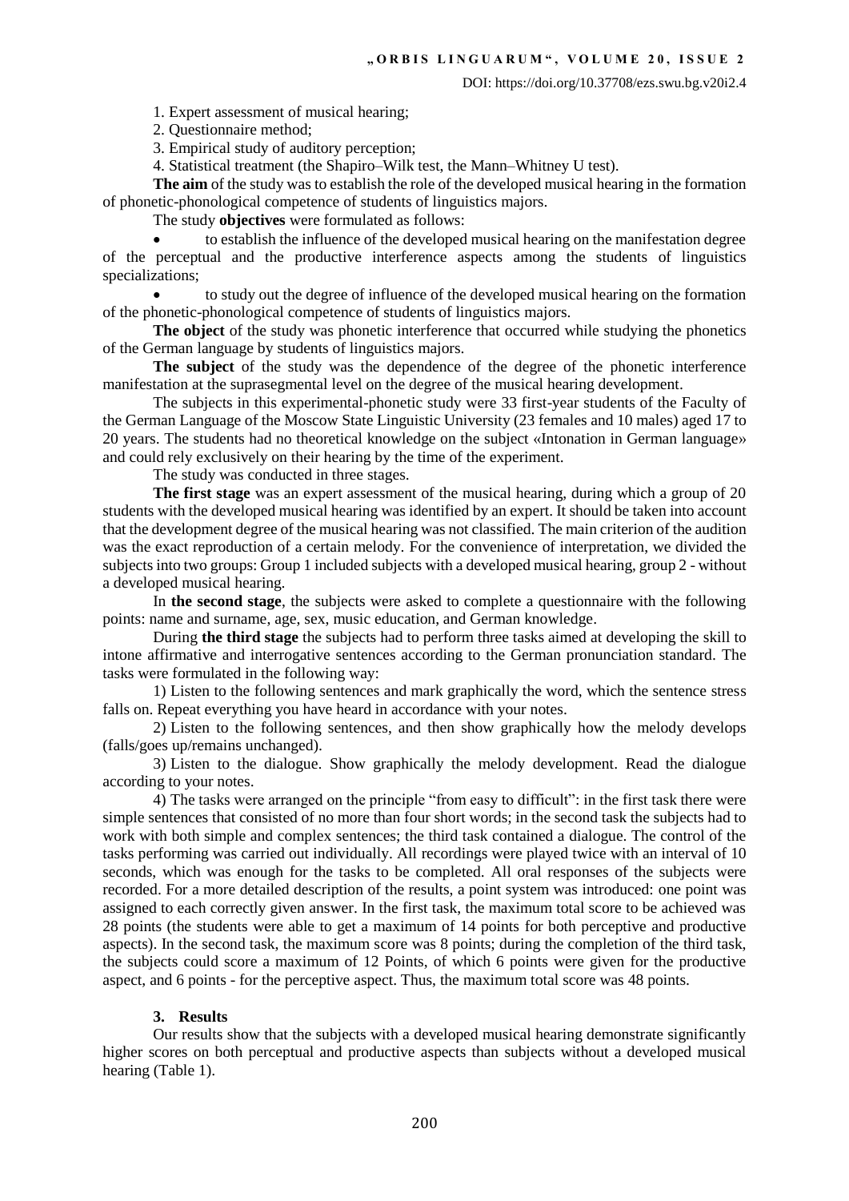1. Expert assessment of musical hearing;

2. Questionnaire method;

3. Empirical study of auditory perception;

4. Statistical treatment (the Shapiro–Wilk test, the Mann–Whitney U test).

**The aim** of the study was to establish the role of the developed musical hearing in the formation of phonetic-phonological competence of students of linguistics majors.

The study **objectives** were formulated as follows:

- to establish the influence of the developed musical hearing on the manifestation degree of the perceptual and the productive interference aspects among the students of linguistics specializations;
- to study out the degree of influence of the developed musical hearing on the formation of the phonetic-phonological competence of students of linguistics majors.

**The object** of the study was phonetic interference that occurred while studying the phonetics of the German language by students of linguistics majors.

**The subject** of the study was the dependence of the degree of the phonetic interference manifestation at the suprasegmental level on the degree of the musical hearing development.

The subjects in this experimental-phonetic study were 33 first-year students of the Faculty of the German Language of the Moscow State Linguistic University (23 females and 10 males) aged 17 to 20 years. The students had no theoretical knowledge on the subject «Intonation in German language» and could rely exclusively on their hearing by the time of the experiment.

The study was conducted in three stages.

**The first stage** was an expert assessment of the musical hearing, during which a group of 20 students with the developed musical hearing was identified by an expert. It should be taken into account that the development degree of the musical hearing was not classified. The main criterion of the audition was the exact reproduction of a certain melody. For the convenience of interpretation, we divided the subjects into two groups: Group 1 included subjects with a developed musical hearing, group 2 - without a developed musical hearing.

In **the second stage**, the subjects were asked to complete a questionnaire with the following points: name and surname, age, sex, music education, and German knowledge.

During **the third stage** the subjects had to perform three tasks aimed at developing the skill to intone affirmative and interrogative sentences according to the German pronunciation standard. The tasks were formulated in the following way:

1) Listen to the following sentences and mark graphically the word, which the sentence stress falls on. Repeat everything you have heard in accordance with your notes.

2) Listen to the following sentences, and then show graphically how the melody develops (falls/goes up/remains unchanged).

3) Listen to the dialogue. Show graphically the melody development. Read the dialogue according to your notes.

4) The tasks were arranged on the principle "from easy to difficult": in the first task there were simple sentences that consisted of no more than four short words; in the second task the subjects had to work with both simple and complex sentences; the third task contained a dialogue. The control of the tasks performing was carried out individually. All recordings were played twice with an interval of 10 seconds, which was enough for the tasks to be completed. All oral responses of the subjects were recorded. For a more detailed description of the results, a point system was introduced: one point was assigned to each correctly given answer. In the first task, the maximum total score to be achieved was 28 points (the students were able to get a maximum of 14 points for both perceptive and productive aspects). In the second task, the maximum score was 8 points; during the completion of the third task, the subjects could score a maximum of 12 Points, of which 6 points were given for the productive aspect, and 6 points - for the perceptive aspect. Thus, the maximum total score was 48 points.

## 3. Results

Our results show that the subjects with a developed musical hearing demonstrate significantly higher scores on both perceptual and productive aspects than subjects without a developed musical hearing (Table 1).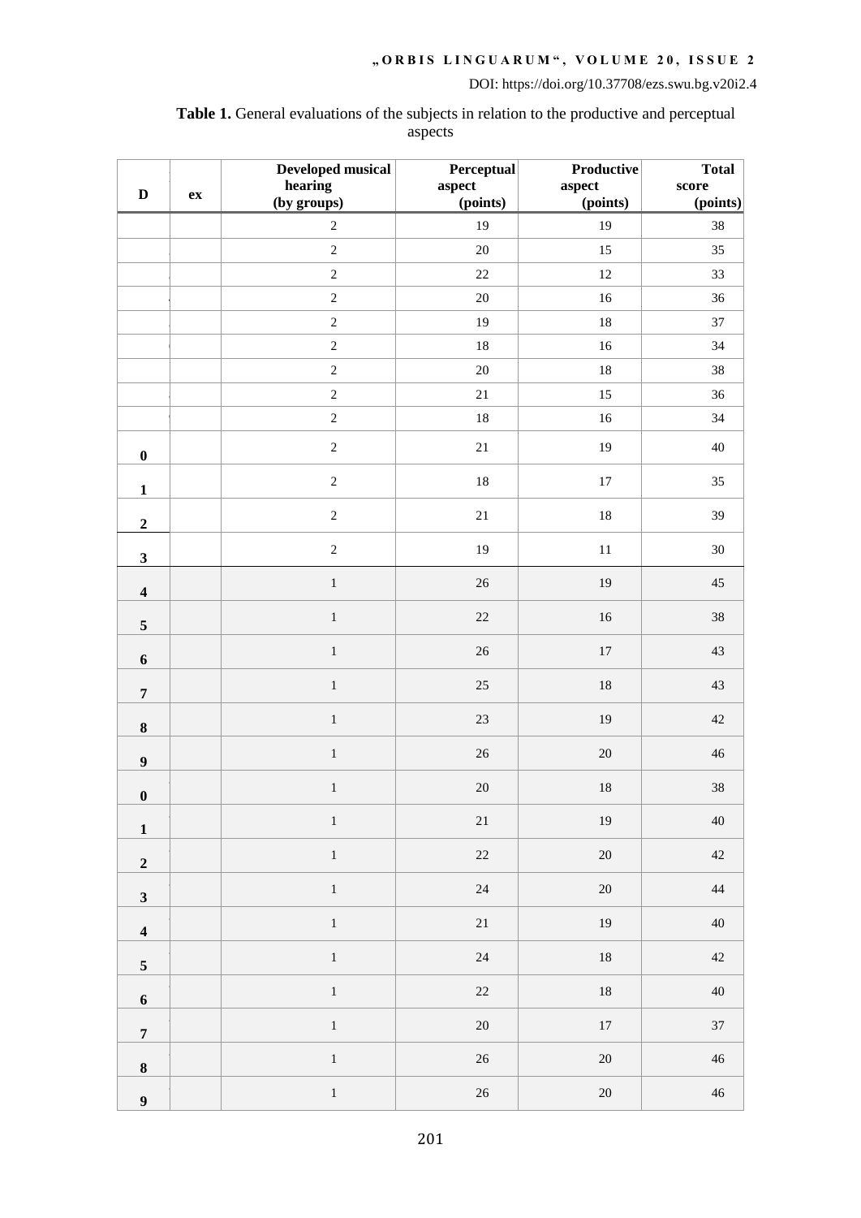**Table 1.** General evaluations of the subjects in relation to the productive and perceptual aspects

| D | ex | Developed musical hearing (by groups) | Perceptual aspect (points) | Productive aspect (points) | Total score (points) |
|---|---|---|---|---|---|
| | | 2 | 19 | 19 | 38 |
| | | 2 | 20 | 15 | 35 |
| | | 2 | 22 | 12 | 33 |
| | | 2 | 20 | 16 | 36 |
| | | 2 | 19 | 18 | 37 |
| | | 2 | 18 | 16 | 34 |
| | | 2 | 20 | 18 | 38 |
| | | 2 | 21 | 15 | 36 |
| | | 2 | 18 | 16 | 34 |
| 0 | | 2 | 21 | 19 | 40 |
| 1 | | 2 | 18 | 17 | 35 |
| 2 | | 2 | 21 | 18 | 39 |
| 3 | | 2 | 19 | 11 | 30 |
| 4 | | 1 | 26 | 19 | 45 |
| 5 | | 1 | 22 | 16 | 38 |
| 6 | | 1 | 26 | 17 | 43 |
| 7 | | 1 | 25 | 18 | 43 |
| 8 | | 1 | 23 | 19 | 42 |
| 9 | | 1 | 26 | 20 | 46 |
| 0 | | 1 | 20 | 18 | 38 |
| 1 | | 1 | 21 | 19 | 40 |
| 2 | | 1 | 22 | 20 | 42 |
| 3 | | 1 | 24 | 20 | 44 |
| 4 | | 1 | 21 | 19 | 40 |
| 5 | | 1 | 24 | 18 | 42 |
| 6 | | 1 | 22 | 18 | 40 |
| 7 | | 1 | 20 | 17 | 37 |
| 8 | | 1 | 26 | 20 | 46 |
| 9 | | 1 | 26 | 20 | 46 |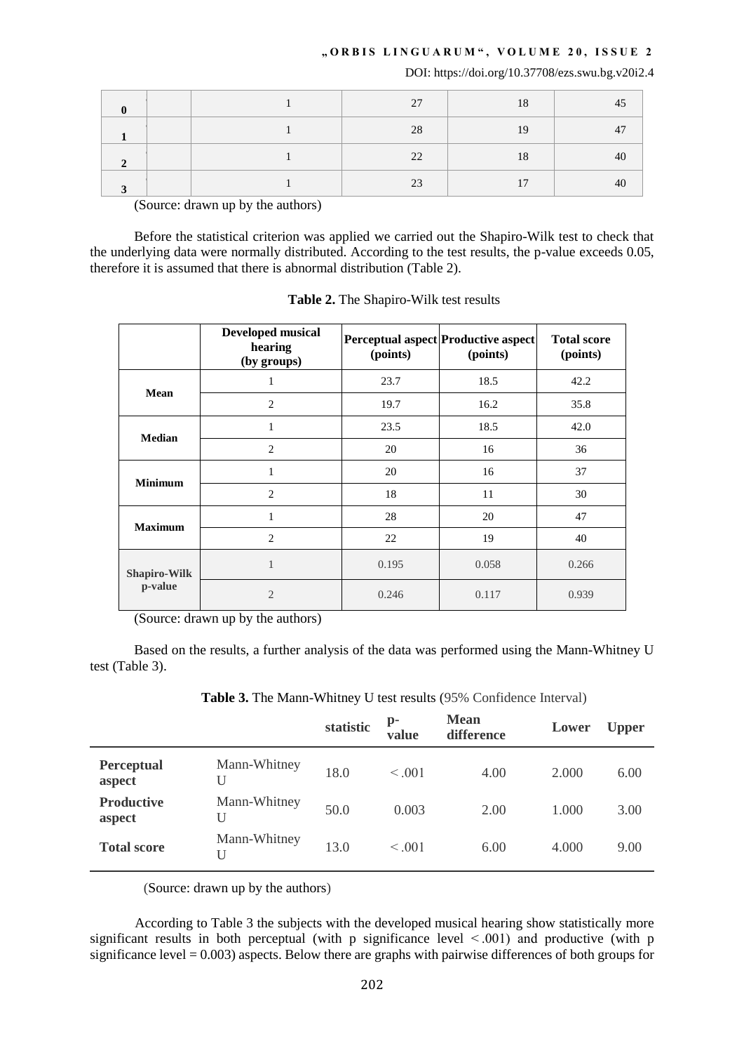| 0 | | 1 | 27 | 18 | 45 |
|---|---|---|---|---|---|
| 1 | | 1 | 28 | 19 | 47 |
| 2 | | 1 | 22 | 18 | 40 |
| 3 | | 1 | 23 | 17 | 40 |

(Source: drawn up by the authors)

Before the statistical criterion was applied we carried out the Shapiro-Wilk test to check that the underlying data were normally distributed. According to the test results, the p-value exceeds 0.05, therefore it is assumed that there is abnormal distribution (Table 2).

**Table 2.** The Shapiro-Wilk test results

| | **Developed musical hearing (by groups)** | **Perceptual aspect (points)** | **Productive aspect (points)** | **Total score (points)** |
|---|---|---|---|---|
| **Mean** | 1 | 23.7 | 18.5 | 42.2 |
| | 2 | 19.7 | 16.2 | 35.8 |
| **Median** | 1 | 23.5 | 18.5 | 42.0 |
| | 2 | 20 | 16 | 36 |
| **Minimum** | 1 | 20 | 16 | 37 |
| | 2 | 18 | 11 | 30 |
| **Maximum** | 1 | 28 | 20 | 47 |
| | 2 | 22 | 19 | 40 |
| **Shapiro-Wilk p-value** | 1 | 0.195 | 0.058 | 0.266 |
| | 2 | 0.246 | 0.117 | 0.939 |

(Source: drawn up by the authors)

Based on the results, a further analysis of the data was performed using the Mann-Whitney U test (Table 3).

**Table 3.** The Mann-Whitney U test results (95% Confidence Interval)

| | | **statistic** | **p-value** | **Mean difference** | **Lower** | **Upper** |
|---|---|---|---|---|---|---|
| **Perceptual aspect** | Mann-Whitney U | 18.0 | < .001 | 4.00 | 2.000 | 6.00 |
| **Productive aspect** | Mann-Whitney U | 50.0 | 0.003 | 2.00 | 1.000 | 3.00 |
| **Total score** | Mann-Whitney U | 13.0 | < .001 | 6.00 | 4.000 | 9.00 |

(Source: drawn up by the authors)

According to Table 3 the subjects with the developed musical hearing show statistically more significant results in both perceptual (with p significance level $< .001$) and productive (with p significance level $= 0.003$) aspects. Below there are graphs with pairwise differences of both groups for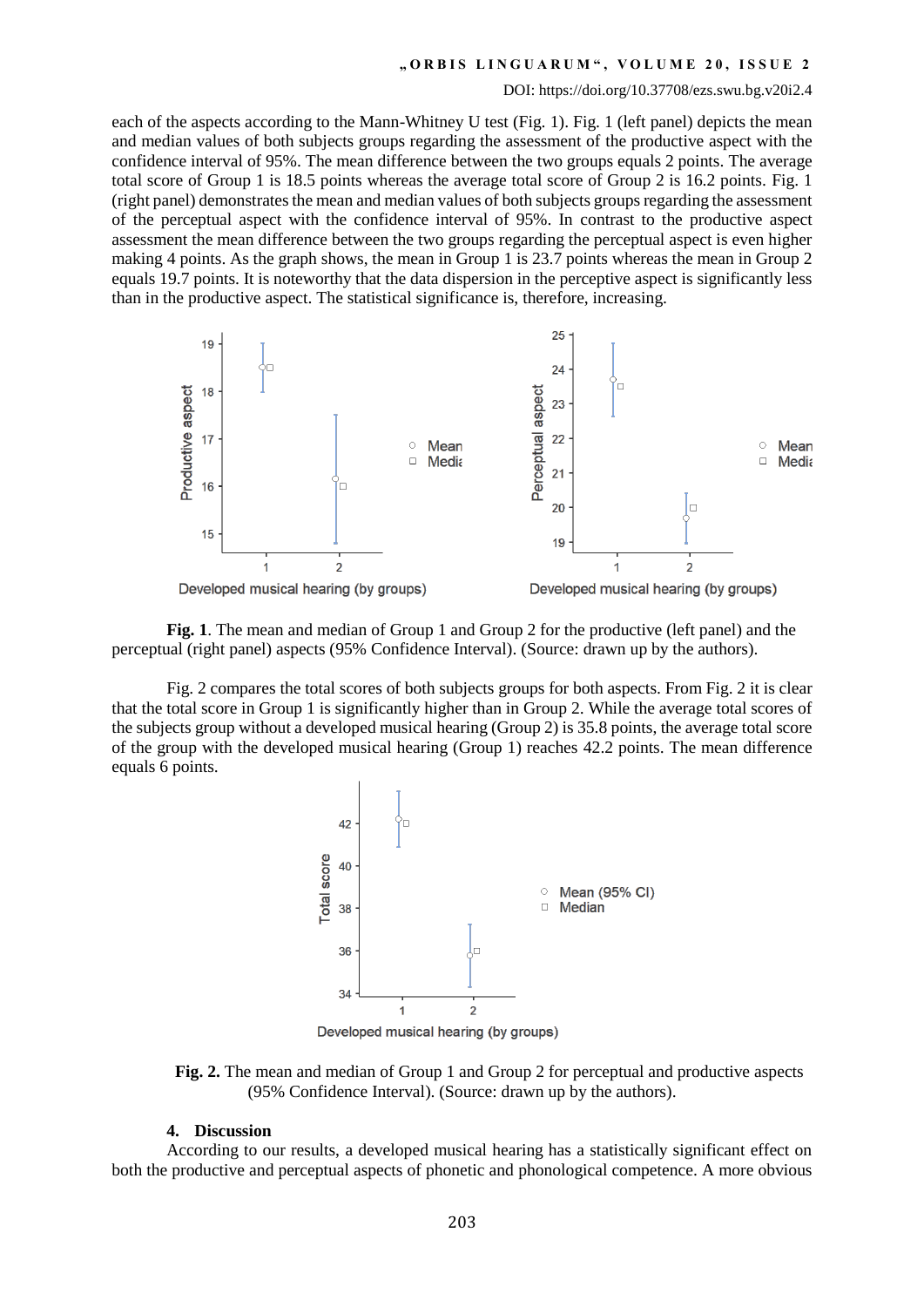each of the aspects according to the Mann-Whitney U test (Fig. 1). Fig. 1 (left panel) depicts the mean and median values of both subjects groups regarding the assessment of the productive aspect with the confidence interval of 95%. The mean difference between the two groups equals 2 points. The average total score of Group 1 is 18.5 points whereas the average total score of Group 2 is 16.2 points. Fig. 1 (right panel) demonstrates the mean and median values of both subjects groups regarding the assessment of the perceptual aspect with the confidence interval of 95%. In contrast to the productive aspect assessment the mean difference between the two groups regarding the perceptual aspect is even higher making 4 points. As the graph shows, the mean in Group 1 is 23.7 points whereas the mean in Group 2 equals 19.7 points. It is noteworthy that the data dispersion in the perceptive aspect is significantly less than in the productive aspect. The statistical significance is, therefore, increasing.

**Fig. 1**. The mean and median of Group 1 and Group 2 for the productive (left panel) and the perceptual (right panel) aspects (95% Confidence Interval). (Source: drawn up by the authors).

Fig. 2 compares the total scores of both subjects groups for both aspects. From Fig. 2 it is clear that the total score in Group 1 is significantly higher than in Group 2. While the average total scores of the subjects group without a developed musical hearing (Group 2) is 35.8 points, the average total score of the group with the developed musical hearing (Group 1) reaches 42.2 points. The mean difference equals 6 points.

**Fig. 2.** The mean and median of Group 1 and Group 2 for perceptual and productive aspects (95% Confidence Interval). (Source: drawn up by the authors).

### 4. Discussion

According to our results, a developed musical hearing has a statistically significant effect on both the productive and perceptual aspects of phonetic and phonological competence. A more obvious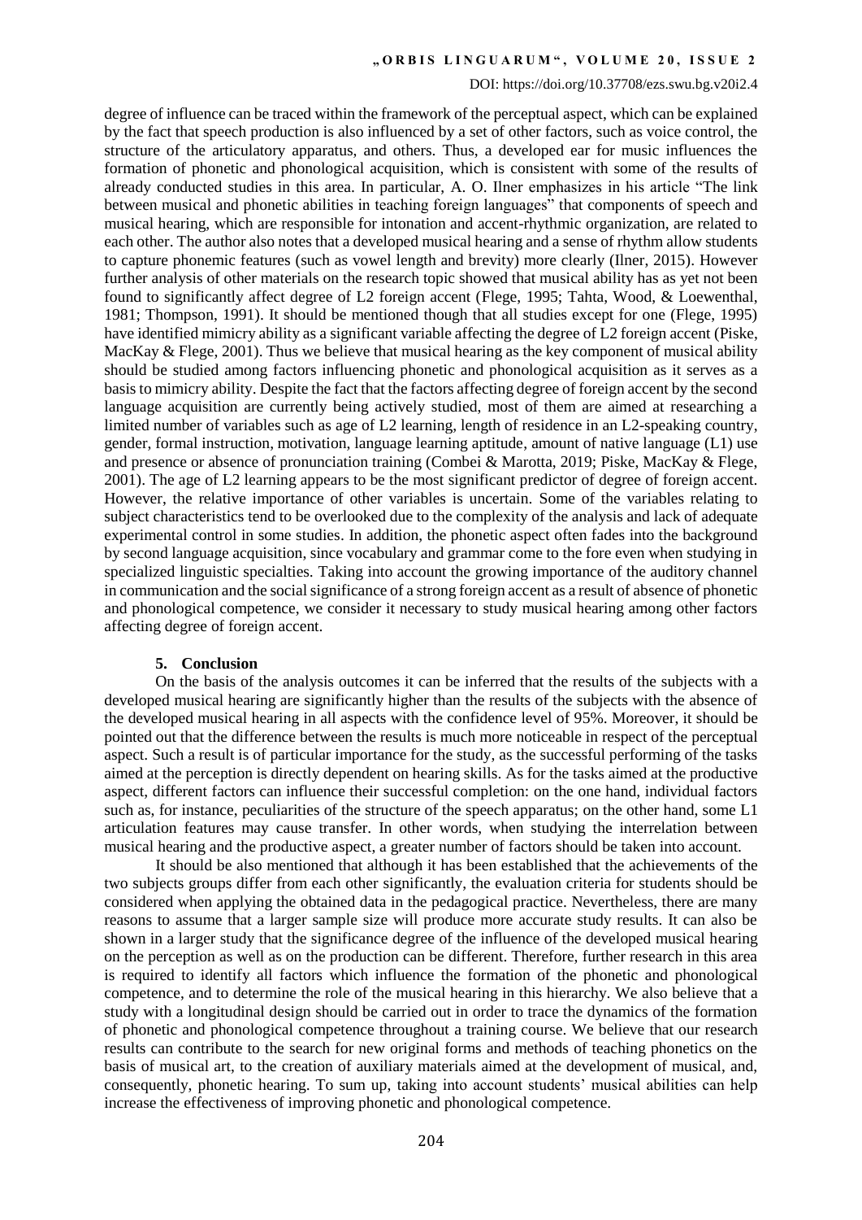degree of influence can be traced within the framework of the perceptual aspect, which can be explained by the fact that speech production is also influenced by a set of other factors, such as voice control, the structure of the articulatory apparatus, and others. Thus, a developed ear for music influences the formation of phonetic and phonological acquisition, which is consistent with some of the results of already conducted studies in this area. In particular, A. O. Ilner emphasizes in his article "The link between musical and phonetic abilities in teaching foreign languages" that components of speech and musical hearing, which are responsible for intonation and accent-rhythmic organization, are related to each other. The author also notes that a developed musical hearing and a sense of rhythm allow students to capture phonemic features (such as vowel length and brevity) more clearly (Ilner, 2015). However further analysis of other materials on the research topic showed that musical ability has as yet not been found to significantly affect degree of L2 foreign accent (Flege, 1995; Tahta, Wood, & Loewenthal, 1981; Thompson, 1991). It should be mentioned though that all studies except for one (Flege, 1995) have identified mimicry ability as a significant variable affecting the degree of L2 foreign accent (Piske, MacKay & Flege, 2001). Thus we believe that musical hearing as the key component of musical ability should be studied among factors influencing phonetic and phonological acquisition as it serves as a basis to mimicry ability. Despite the fact that the factors affecting degree of foreign accent by the second language acquisition are currently being actively studied, most of them are aimed at researching a limited number of variables such as age of L2 learning, length of residence in an L2-speaking country, gender, formal instruction, motivation, language learning aptitude, amount of native language (L1) use and presence or absence of pronunciation training (Combei & Marotta, 2019; Piske, MacKay & Flege, 2001). The age of L2 learning appears to be the most significant predictor of degree of foreign accent. However, the relative importance of other variables is uncertain. Some of the variables relating to subject characteristics tend to be overlooked due to the complexity of the analysis and lack of adequate experimental control in some studies. In addition, the phonetic aspect often fades into the background by second language acquisition, since vocabulary and grammar come to the fore even when studying in specialized linguistic specialties. Taking into account the growing importance of the auditory channel in communication and the social significance of a strong foreign accent as a result of absence of phonetic and phonological competence, we consider it necessary to study musical hearing among other factors affecting degree of foreign accent.

## 5. Conclusion

On the basis of the analysis outcomes it can be inferred that the results of the subjects with a developed musical hearing are significantly higher than the results of the subjects with the absence of the developed musical hearing in all aspects with the confidence level of 95%. Moreover, it should be pointed out that the difference between the results is much more noticeable in respect of the perceptual aspect. Such a result is of particular importance for the study, as the successful performing of the tasks aimed at the perception is directly dependent on hearing skills. As for the tasks aimed at the productive aspect, different factors can influence their successful completion: on the one hand, individual factors such as, for instance, peculiarities of the structure of the speech apparatus; on the other hand, some L1 articulation features may cause transfer. In other words, when studying the interrelation between musical hearing and the productive aspect, a greater number of factors should be taken into account.

It should be also mentioned that although it has been established that the achievements of the two subjects groups differ from each other significantly, the evaluation criteria for students should be considered when applying the obtained data in the pedagogical practice. Nevertheless, there are many reasons to assume that a larger sample size will produce more accurate study results. It can also be shown in a larger study that the significance degree of the influence of the developed musical hearing on the perception as well as on the production can be different. Therefore, further research in this area is required to identify all factors which influence the formation of the phonetic and phonological competence, and to determine the role of the musical hearing in this hierarchy. We also believe that a study with a longitudinal design should be carried out in order to trace the dynamics of the formation of phonetic and phonological competence throughout a training course. We believe that our research results can contribute to the search for new original forms and methods of teaching phonetics on the basis of musical art, to the creation of auxiliary materials aimed at the development of musical, and, consequently, phonetic hearing. To sum up, taking into account students' musical abilities can help increase the effectiveness of improving phonetic and phonological competence.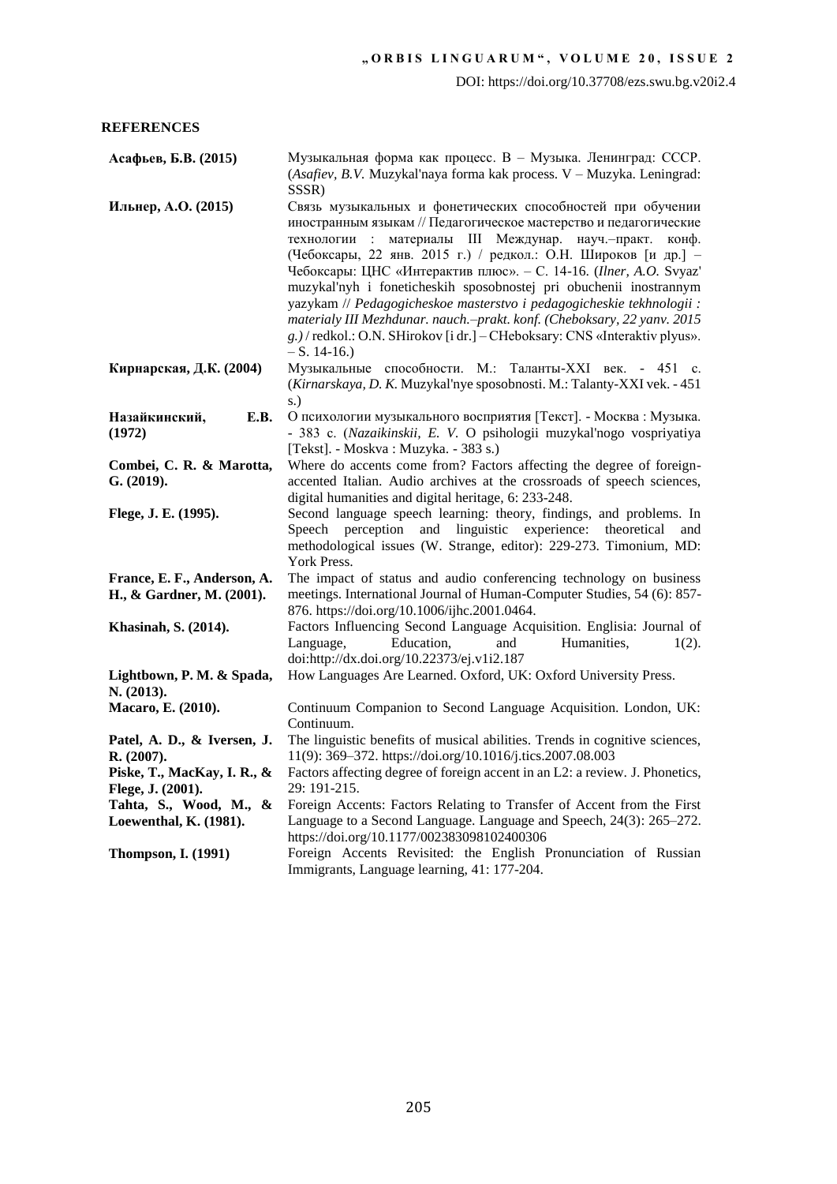## REFERENCES

**Асафьев, Б.В. (2015)** Музыкальная форма как процесс. В – Музыка. Ленинград: СССР. (*Asafiev, B.V.* Muzykal'naya forma kak process. V – Muzyka. Leningrad: SSSR)

**Ильнер, А.О. (2015)** Связь музыкальных и фонетических способностей при обучении иностранным языкам // Педагогическое мастерство и педагогические технологии : материалы III Междунар. науч.–практ. конф. (Чебоксары, 22 янв. 2015 г.) / редкол.: О.Н. Широков [и др.] – Чебоксары: ЦНС «Интерактив плюс». – С. 14-16. (*Ilner, A.O.* Svyaz' muzykal'nyh i foneticheskih sposobnostej pri obuchenii inostrannym yazykam // *Pedagogicheskoe masterstvo i pedagogicheskie tekhnologii : materialy III Mezhdunar. nauch.–prakt. konf. (Cheboksary, 22 yanv. 2015 g.)* / redkol.: O.N. SHirokov [i dr.] – CHeboksary: CNS «Interaktiv plyus». – S. 14-16.)

**Кирнарская, Д.К. (2004)** Музыкальные способности. М.: Таланты-XXI век. - 451 с. (*Kirnarskaya, D. K.* Muzykal'nye sposobnosti. M.: Talanty-XXI vek. - 451 s.)

**Назайкинский, Е.В. (1972)** О психологии музыкального восприятия [Текст]. - Москва : Музыка. - 383 с. (*Nazaikinskii, E. V.* O psihologii muzykal'nogo vospriyatiya [Tekst]. - Moskva : Muzyka. - 383 s.)

**Combei, C. R. & Marotta, G. (2019).** Where do accents come from? Factors affecting the degree of foreign-accented Italian. Audio archives at the crossroads of speech sciences, digital humanities and digital heritage, 6: 233-248.

**Flege, J. E. (1995).** Second language speech learning: theory, findings, and problems. In Speech perception and linguistic experience: theoretical and methodological issues (W. Strange, editor): 229-273. Timonium, MD: York Press.

**France, E. F., Anderson, A. H., & Gardner, M. (2001).** The impact of status and audio conferencing technology on business meetings. International Journal of Human-Computer Studies, 54 (6): 857-876. https://doi.org/10.1006/ijhc.2001.0464.

**Khasinah, S. (2014).** Factors Influencing Second Language Acquisition. Englisia: Journal of Language, Education, and Humanities, 1(2). doi:http://dx.doi.org/10.22373/ej.v1i2.187

**Lightbown, P. M. & Spada, N. (2013).** How Languages Are Learned. Oxford, UK: Oxford University Press.

**Macaro, E. (2010).** Continuum Companion to Second Language Acquisition. London, UK: Continuum.

**Patel, A. D., & Iversen, J. R. (2007).** The linguistic benefits of musical abilities. Trends in cognitive sciences, 11(9): 369–372. https://doi.org/10.1016/j.tics.2007.08.003

**Piske, T., MacKay, I. R., & Flege, J. (2001).** Factors affecting degree of foreign accent in an L2: a review. J. Phonetics, 29: 191-215.

**Tahta, S., Wood, M., & Loewenthal, K. (1981).** Foreign Accents: Factors Relating to Transfer of Accent from the First Language to a Second Language. Language and Speech, 24(3): 265–272. https://doi.org/10.1177/002383098102400306

**Thompson, I. (1991)** Foreign Accents Revisited: the English Pronunciation of Russian Immigrants, Language learning, 41: 177-204.